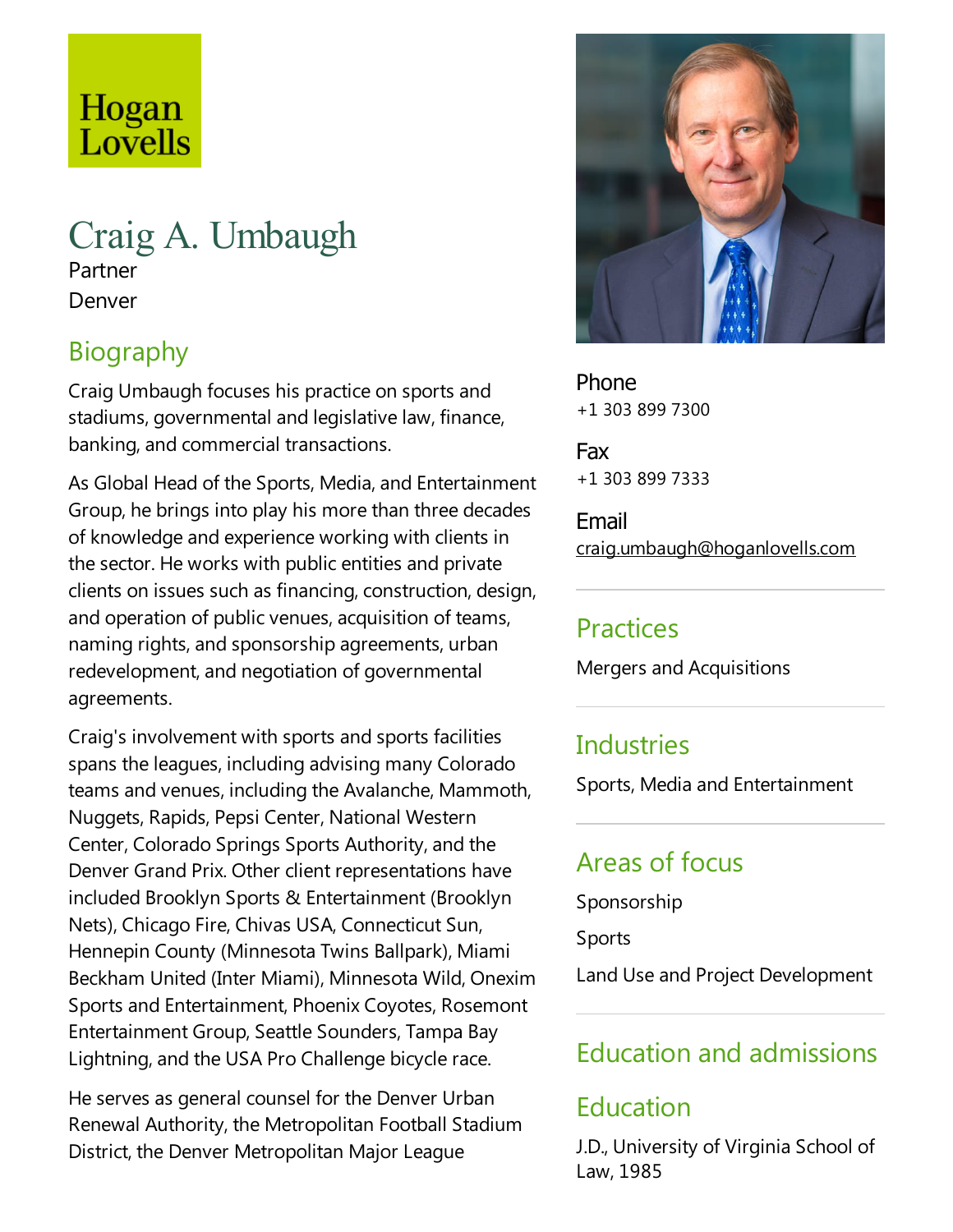Hogan Lovells

# Craig A. Umbaugh

Partner

Denver

## Biography

Craig Umbaugh focuses his practice on sports and stadiums, governmental and legislative law, finance, banking, and commercial transactions.

As Global Head of the Sports, Media, and Entertainment Group, he brings into play his more than three decades of knowledge and experience working with clients in the sector. He works with public entities and private clients on issues such as financing, construction, design, and operation of public venues, acquisition of teams, naming rights, and sponsorship agreements, urban redevelopment, and negotiation of governmental agreements.

Craig's involvement with sports and sports facilities spans the leagues, including advising many Colorado teams and venues, including the Avalanche, Mammoth, Nuggets, Rapids, Pepsi Center, National Western Center, Colorado Springs Sports Authority, and the Denver Grand Prix. Other client representations have included Brooklyn Sports & Entertainment (Brooklyn Nets), Chicago Fire, Chivas USA, Connecticut Sun, Hennepin County (Minnesota Twins Ballpark), Miami Beckham United (Inter Miami), Minnesota Wild, Onexim Sports and Entertainment, Phoenix Coyotes, Rosemont Entertainment Group, Seattle Sounders, Tampa Bay Lightning, and the USA Pro Challenge bicycle race.

He serves as general counsel for the Denver Urban Renewal Authority, the Metropolitan Football Stadium District, the Denver Metropolitan Major League

**Phone**
+1 303 899 7300

**Fax**
+1 303 899 7333

**Email**
craig.umbaugh@hoganlovells.com

## Practices

Mergers and Acquisitions

## Industries

Sports, Media and Entertainment

## Areas of focus

Sponsorship

Sports

Land Use and Project Development

## Education and admissions

### Education

J.D., University of Virginia School of Law, 1985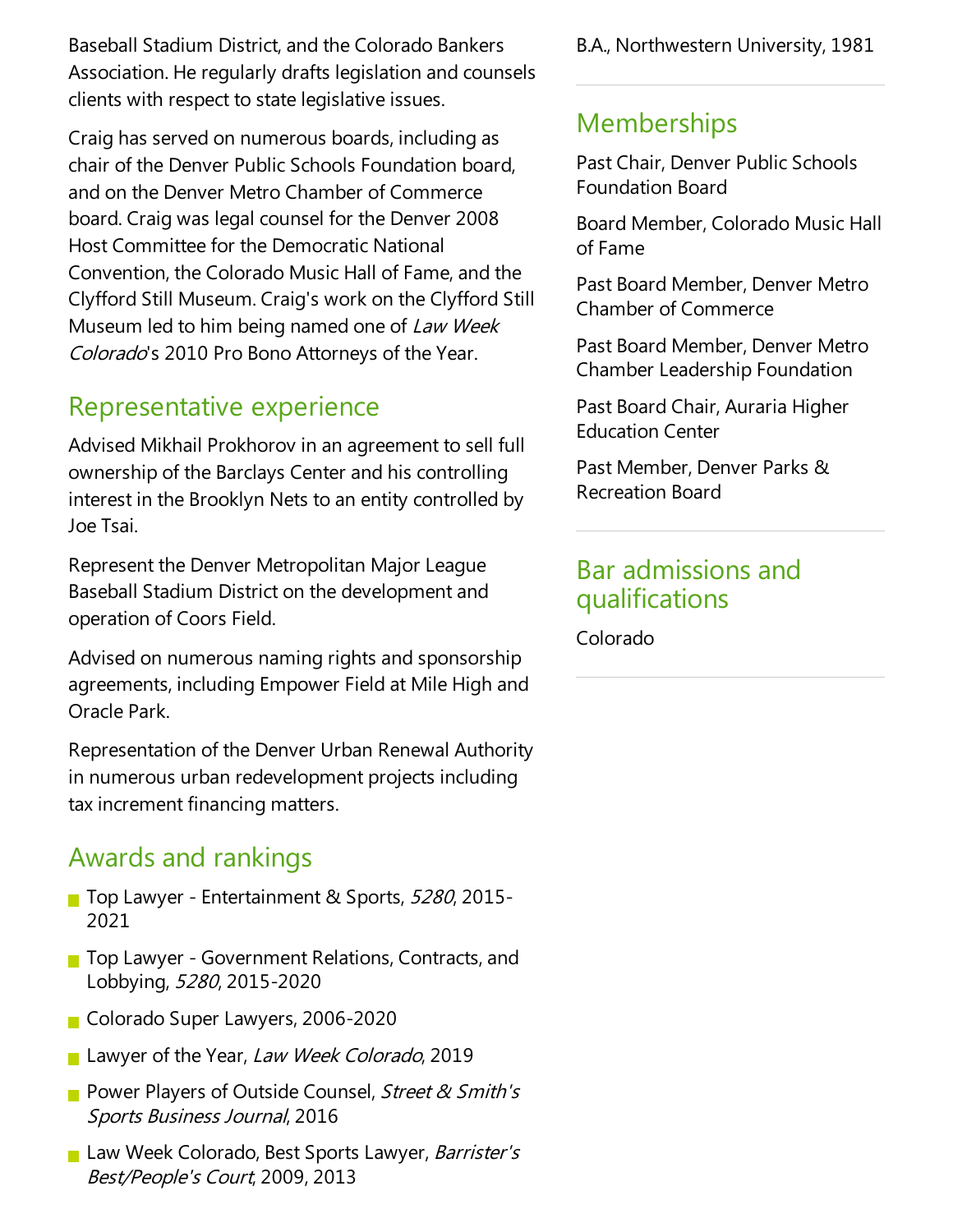Baseball Stadium District, and the Colorado Bankers Association. He regularly drafts legislation and counsels clients with respect to state legislative issues.

Craig has served on numerous boards, including as chair of the Denver Public Schools Foundation board, and on the Denver Metro Chamber of Commerce board. Craig was legal counsel for the Denver 2008 Host Committee for the Democratic National Convention, the Colorado Music Hall of Fame, and the Clyfford Still Museum. Craig's work on the Clyfford Still Museum led to him being named one of *Law Week Colorado*'s 2010 Pro Bono Attorneys of the Year.

## Representative experience

Advised Mikhail Prokhorov in an agreement to sell full ownership of the Barclays Center and his controlling interest in the Brooklyn Nets to an entity controlled by Joe Tsai.

Represent the Denver Metropolitan Major League Baseball Stadium District on the development and operation of Coors Field.

Advised on numerous naming rights and sponsorship agreements, including Empower Field at Mile High and Oracle Park.

Representation of the Denver Urban Renewal Authority in numerous urban redevelopment projects including tax increment financing matters.

## Awards and rankings

- Top Lawyer - Entertainment & Sports, *5280*, 2015-2021
- Top Lawyer - Government Relations, Contracts, and Lobbying, *5280*, 2015-2020
- Colorado Super Lawyers, 2006-2020
- Lawyer of the Year, *Law Week Colorado*, 2019
- Power Players of Outside Counsel, *Street & Smith's Sports Business Journal*, 2016
- Law Week Colorado, Best Sports Lawyer, *Barrister's Best/People's Court*, 2009, 2013

B.A., Northwestern University, 1981

## Memberships

Past Chair, Denver Public Schools Foundation Board

Board Member, Colorado Music Hall of Fame

Past Board Member, Denver Metro Chamber of Commerce

Past Board Member, Denver Metro Chamber Leadership Foundation

Past Board Chair, Auraria Higher Education Center

Past Member, Denver Parks & Recreation Board

## Bar admissions and qualifications

Colorado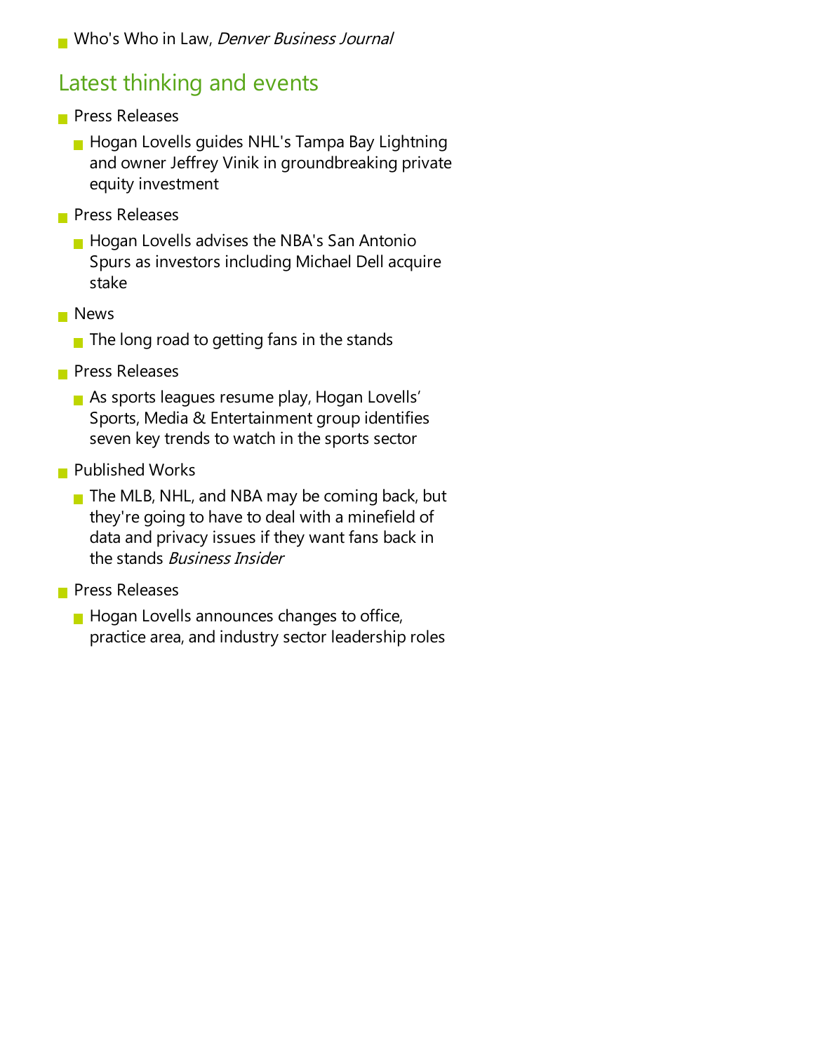- Who's Who in Law, *Denver Business Journal*

## Latest thinking and events

- Press Releases
  - Hogan Lovells guides NHL's Tampa Bay Lightning and owner Jeffrey Vinik in groundbreaking private equity investment
- Press Releases
  - Hogan Lovells advises the NBA's San Antonio Spurs as investors including Michael Dell acquire stake
- News
  - The long road to getting fans in the stands
- Press Releases
  - As sports leagues resume play, Hogan Lovells' Sports, Media & Entertainment group identifies seven key trends to watch in the sports sector
- Published Works
  - The MLB, NHL, and NBA may be coming back, but they're going to have to deal with a minefield of data and privacy issues if they want fans back in the stands *Business Insider*
- Press Releases
  - Hogan Lovells announces changes to office, practice area, and industry sector leadership roles